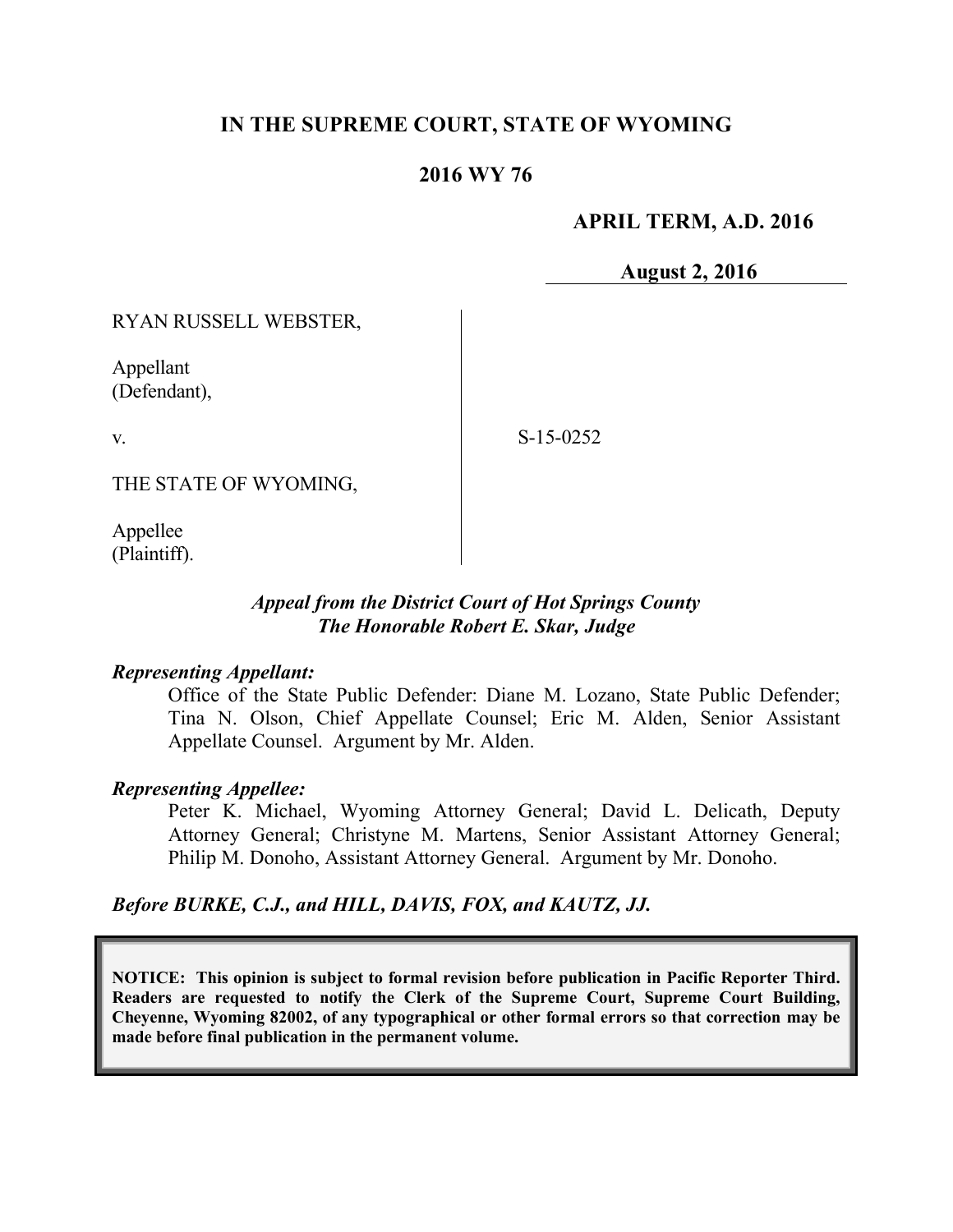**IN THE SUPREME COURT, STATE OF WYOMING**

**2016 WY 76**

**APRIL TERM, A.D. 2016**

**August 2, 2016**

RYAN RUSSELL WEBSTER,

Appellant
(Defendant),

v.

THE STATE OF WYOMING,

Appellee
(Plaintiff).

S-15-0252

***Appeal from the District Court of Hot Springs County***
***The Honorable Robert E. Skar, Judge***

***Representing Appellant:***

Office of the State Public Defender: Diane M. Lozano, State Public Defender; Tina N. Olson, Chief Appellate Counsel; Eric M. Alden, Senior Assistant Appellate Counsel. Argument by Mr. Alden.

***Representing Appellee:***

Peter K. Michael, Wyoming Attorney General; David L. Delicath, Deputy Attorney General; Christyne M. Martens, Senior Assistant Attorney General; Philip M. Donoho, Assistant Attorney General. Argument by Mr. Donoho.

***Before BURKE, C.J., and HILL, DAVIS, FOX, and KAUTZ, JJ.***

**NOTICE: This opinion is subject to formal revision before publication in Pacific Reporter Third. Readers are requested to notify the Clerk of the Supreme Court, Supreme Court Building, Cheyenne, Wyoming 82002, of any typographical or other formal errors so that correction may be made before final publication in the permanent volume.**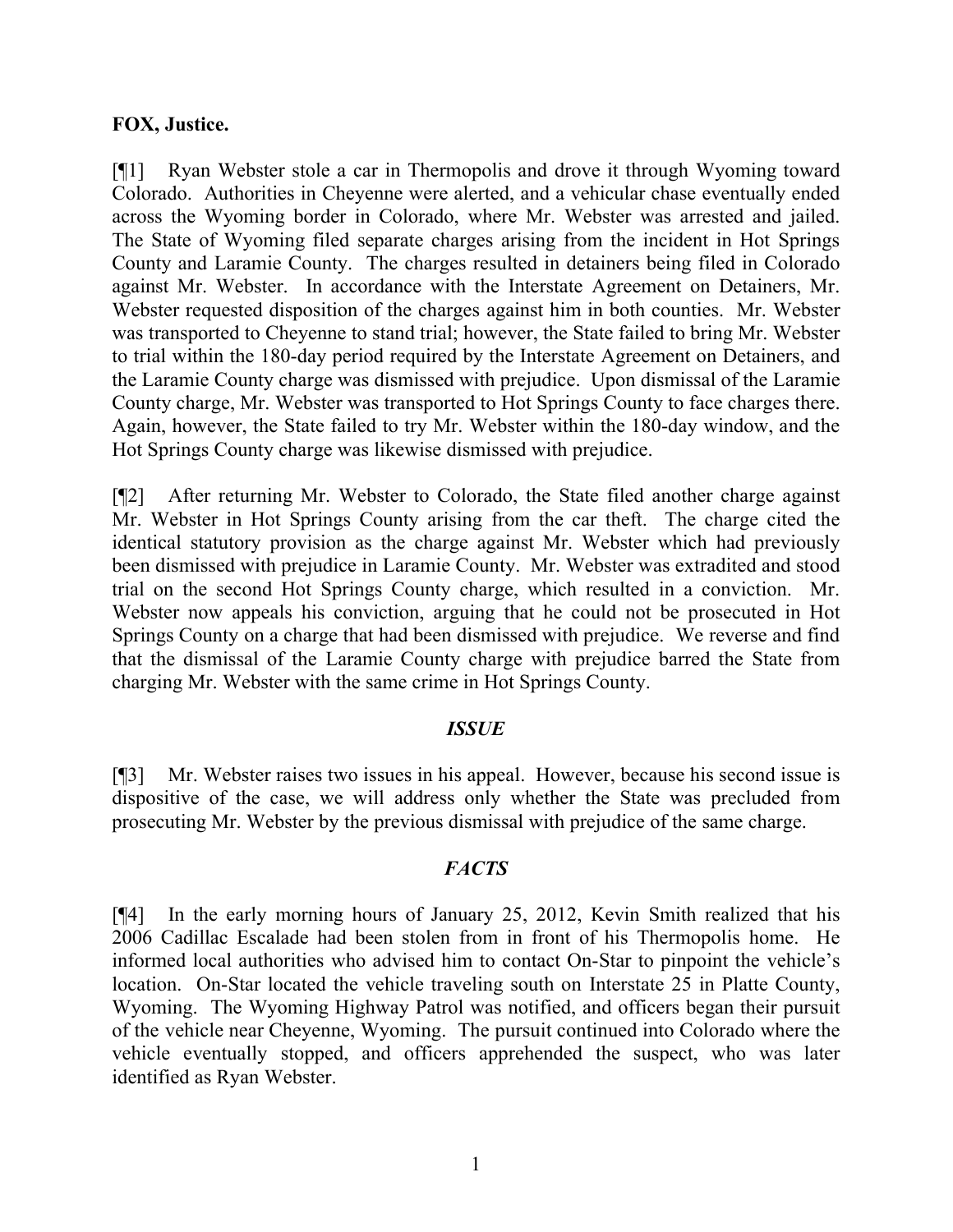**FOX, Justice.**

[¶1] Ryan Webster stole a car in Thermopolis and drove it through Wyoming toward Colorado. Authorities in Cheyenne were alerted, and a vehicular chase eventually ended across the Wyoming border in Colorado, where Mr. Webster was arrested and jailed. The State of Wyoming filed separate charges arising from the incident in Hot Springs County and Laramie County. The charges resulted in detainers being filed in Colorado against Mr. Webster. In accordance with the Interstate Agreement on Detainers, Mr. Webster requested disposition of the charges against him in both counties. Mr. Webster was transported to Cheyenne to stand trial; however, the State failed to bring Mr. Webster to trial within the 180-day period required by the Interstate Agreement on Detainers, and the Laramie County charge was dismissed with prejudice. Upon dismissal of the Laramie County charge, Mr. Webster was transported to Hot Springs County to face charges there. Again, however, the State failed to try Mr. Webster within the 180-day window, and the Hot Springs County charge was likewise dismissed with prejudice.

[¶2] After returning Mr. Webster to Colorado, the State filed another charge against Mr. Webster in Hot Springs County arising from the car theft. The charge cited the identical statutory provision as the charge against Mr. Webster which had previously been dismissed with prejudice in Laramie County. Mr. Webster was extradited and stood trial on the second Hot Springs County charge, which resulted in a conviction. Mr. Webster now appeals his conviction, arguing that he could not be prosecuted in Hot Springs County on a charge that had been dismissed with prejudice. We reverse and find that the dismissal of the Laramie County charge with prejudice barred the State from charging Mr. Webster with the same crime in Hot Springs County.

### *ISSUE*

[¶3] Mr. Webster raises two issues in his appeal. However, because his second issue is dispositive of the case, we will address only whether the State was precluded from prosecuting Mr. Webster by the previous dismissal with prejudice of the same charge.

### *FACTS*

[¶4] In the early morning hours of January 25, 2012, Kevin Smith realized that his 2006 Cadillac Escalade had been stolen from in front of his Thermopolis home. He informed local authorities who advised him to contact On-Star to pinpoint the vehicle's location. On-Star located the vehicle traveling south on Interstate 25 in Platte County, Wyoming. The Wyoming Highway Patrol was notified, and officers began their pursuit of the vehicle near Cheyenne, Wyoming. The pursuit continued into Colorado where the vehicle eventually stopped, and officers apprehended the suspect, who was later identified as Ryan Webster.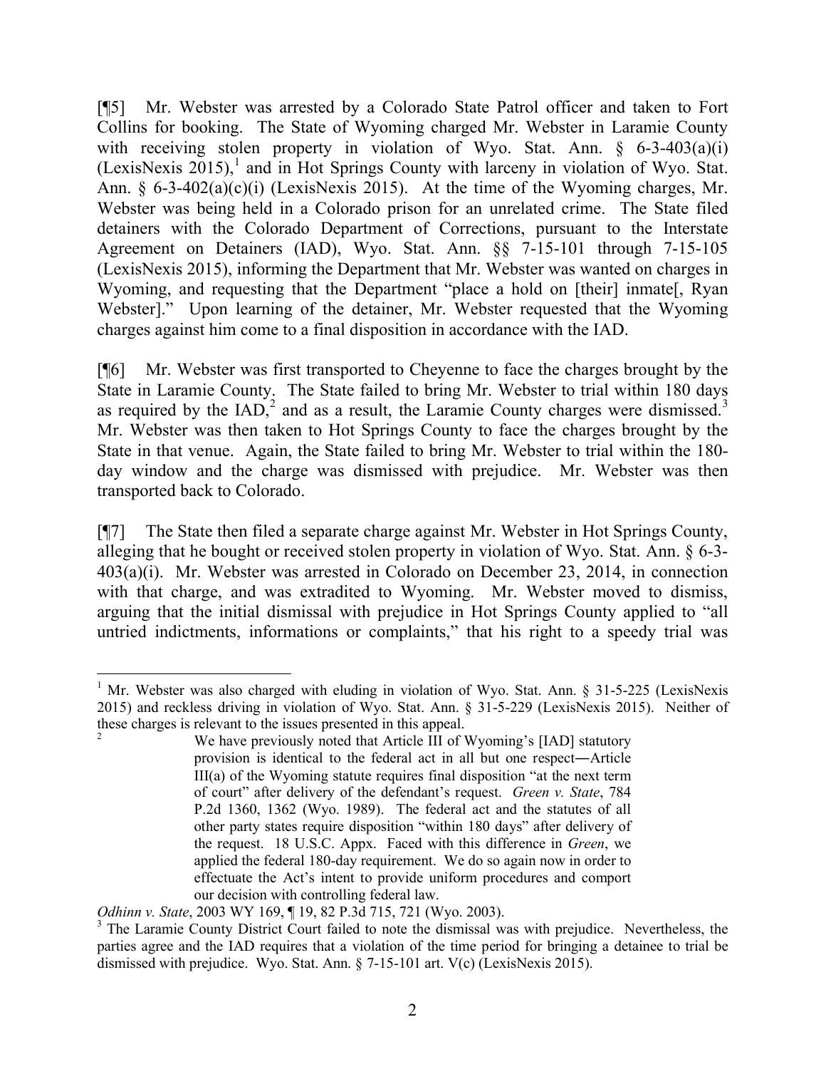[¶5] Mr. Webster was arrested by a Colorado State Patrol officer and taken to Fort Collins for booking. The State of Wyoming charged Mr. Webster in Laramie County with receiving stolen property in violation of Wyo. Stat. Ann. § 6-3-403(a)(i) (LexisNexis 2015),[1] and in Hot Springs County with larceny in violation of Wyo. Stat. Ann. § 6-3-402(a)(c)(i) (LexisNexis 2015). At the time of the Wyoming charges, Mr. Webster was being held in a Colorado prison for an unrelated crime. The State filed detainers with the Colorado Department of Corrections, pursuant to the Interstate Agreement on Detainers (IAD), Wyo. Stat. Ann. §§ 7-15-101 through 7-15-105 (LexisNexis 2015), informing the Department that Mr. Webster was wanted on charges in Wyoming, and requesting that the Department "place a hold on [their] inmate[, Ryan Webster]." Upon learning of the detainer, Mr. Webster requested that the Wyoming charges against him come to a final disposition in accordance with the IAD.

[¶6] Mr. Webster was first transported to Cheyenne to face the charges brought by the State in Laramie County. The State failed to bring Mr. Webster to trial within 180 days as required by the IAD,[2] and as a result, the Laramie County charges were dismissed.[3] Mr. Webster was then taken to Hot Springs County to face the charges brought by the State in that venue. Again, the State failed to bring Mr. Webster to trial within the 180-day window and the charge was dismissed with prejudice. Mr. Webster was then transported back to Colorado.

[¶7] The State then filed a separate charge against Mr. Webster in Hot Springs County, alleging that he bought or received stolen property in violation of Wyo. Stat. Ann. § 6-3-403(a)(i). Mr. Webster was arrested in Colorado on December 23, 2014, in connection with that charge, and was extradited to Wyoming. Mr. Webster moved to dismiss, arguing that the initial dismissal with prejudice in Hot Springs County applied to "all untried indictments, informations or complaints," that his right to a speedy trial was

---

[1] Mr. Webster was also charged with eluding in violation of Wyo. Stat. Ann. § 31-5-225 (LexisNexis 2015) and reckless driving in violation of Wyo. Stat. Ann. § 31-5-229 (LexisNexis 2015). Neither of these charges is relevant to the issues presented in this appeal.

[2]

> We have previously noted that Article III of Wyoming's [IAD] statutory provision is identical to the federal act in all but one respect―Article III(a) of the Wyoming statute requires final disposition "at the next term of court" after delivery of the defendant's request. *Green v. State*, 784 P.2d 1360, 1362 (Wyo. 1989). The federal act and the statutes of all other party states require disposition "within 180 days" after delivery of the request. 18 U.S.C. Appx. Faced with this difference in *Green*, we applied the federal 180-day requirement. We do so again now in order to effectuate the Act's intent to provide uniform procedures and comport our decision with controlling federal law.

*Odhinn v. State*, 2003 WY 169, ¶ 19, 82 P.3d 715, 721 (Wyo. 2003).

[3] The Laramie County District Court failed to note the dismissal was with prejudice. Nevertheless, the parties agree and the IAD requires that a violation of the time period for bringing a detainee to trial be dismissed with prejudice. Wyo. Stat. Ann. § 7-15-101 art. V(c) (LexisNexis 2015).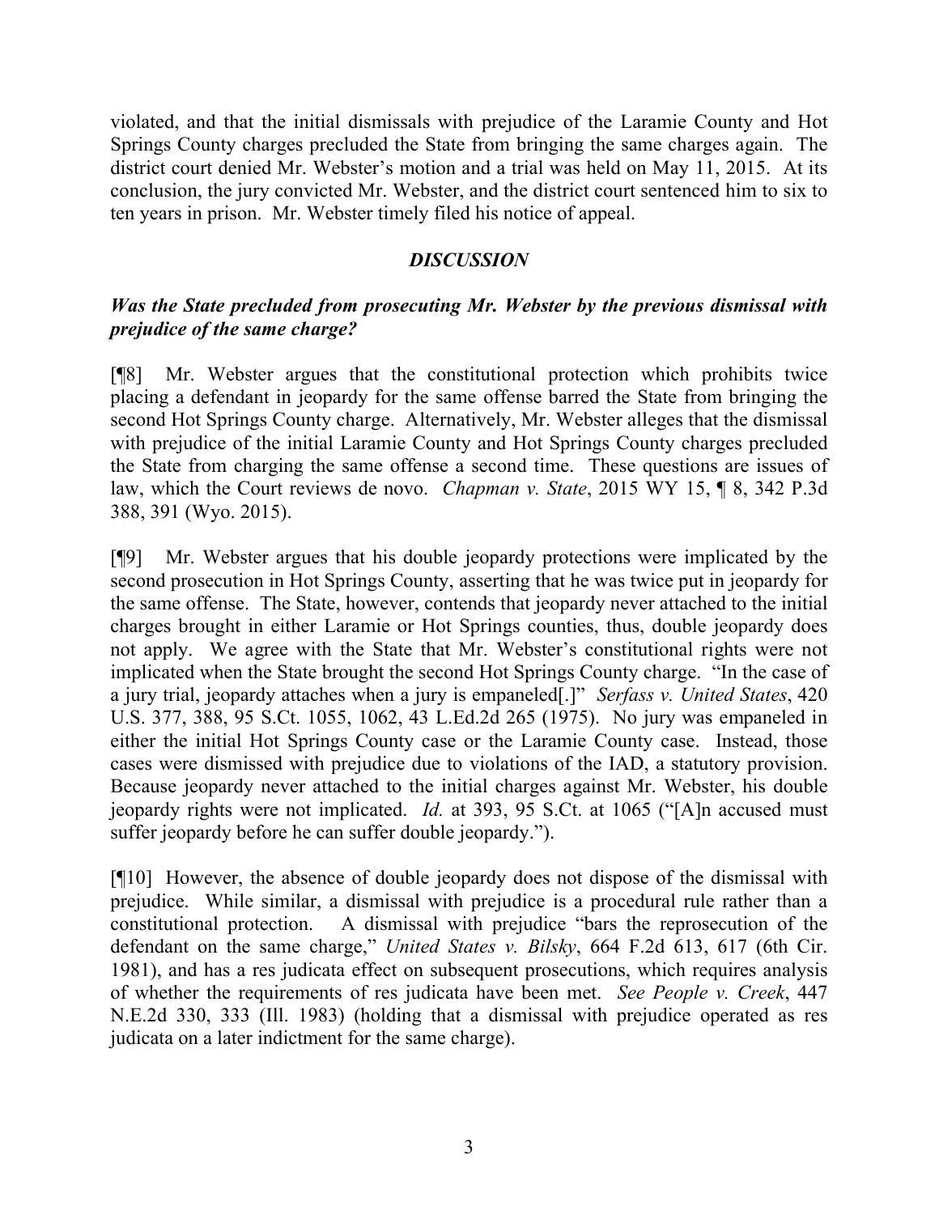violated, and that the initial dismissals with prejudice of the Laramie County and Hot Springs County charges precluded the State from bringing the same charges again. The district court denied Mr. Webster's motion and a trial was held on May 11, 2015. At its conclusion, the jury convicted Mr. Webster, and the district court sentenced him to six to ten years in prison. Mr. Webster timely filed his notice of appeal.

## *DISCUSSION*

### *Was the State precluded from prosecuting Mr. Webster by the previous dismissal with prejudice of the same charge?*

[¶8] Mr. Webster argues that the constitutional protection which prohibits twice placing a defendant in jeopardy for the same offense barred the State from bringing the second Hot Springs County charge. Alternatively, Mr. Webster alleges that the dismissal with prejudice of the initial Laramie County and Hot Springs County charges precluded the State from charging the same offense a second time. These questions are issues of law, which the Court reviews de novo. *Chapman v. State*, 2015 WY 15, ¶ 8, 342 P.3d 388, 391 (Wyo. 2015).

[¶9] Mr. Webster argues that his double jeopardy protections were implicated by the second prosecution in Hot Springs County, asserting that he was twice put in jeopardy for the same offense. The State, however, contends that jeopardy never attached to the initial charges brought in either Laramie or Hot Springs counties, thus, double jeopardy does not apply. We agree with the State that Mr. Webster's constitutional rights were not implicated when the State brought the second Hot Springs County charge. "In the case of a jury trial, jeopardy attaches when a jury is empaneled[.]" *Serfass v. United States*, 420 U.S. 377, 388, 95 S.Ct. 1055, 1062, 43 L.Ed.2d 265 (1975). No jury was empaneled in either the initial Hot Springs County case or the Laramie County case. Instead, those cases were dismissed with prejudice due to violations of the IAD, a statutory provision. Because jeopardy never attached to the initial charges against Mr. Webster, his double jeopardy rights were not implicated. *Id.* at 393, 95 S.Ct. at 1065 ("[A]n accused must suffer jeopardy before he can suffer double jeopardy.").

[¶10] However, the absence of double jeopardy does not dispose of the dismissal with prejudice. While similar, a dismissal with prejudice is a procedural rule rather than a constitutional protection. A dismissal with prejudice "bars the reprosecution of the defendant on the same charge," *United States v. Bilsky*, 664 F.2d 613, 617 (6th Cir. 1981), and has a res judicata effect on subsequent prosecutions, which requires analysis of whether the requirements of res judicata have been met. *See People v. Creek*, 447 N.E.2d 330, 333 (Ill. 1983) (holding that a dismissal with prejudice operated as res judicata on a later indictment for the same charge).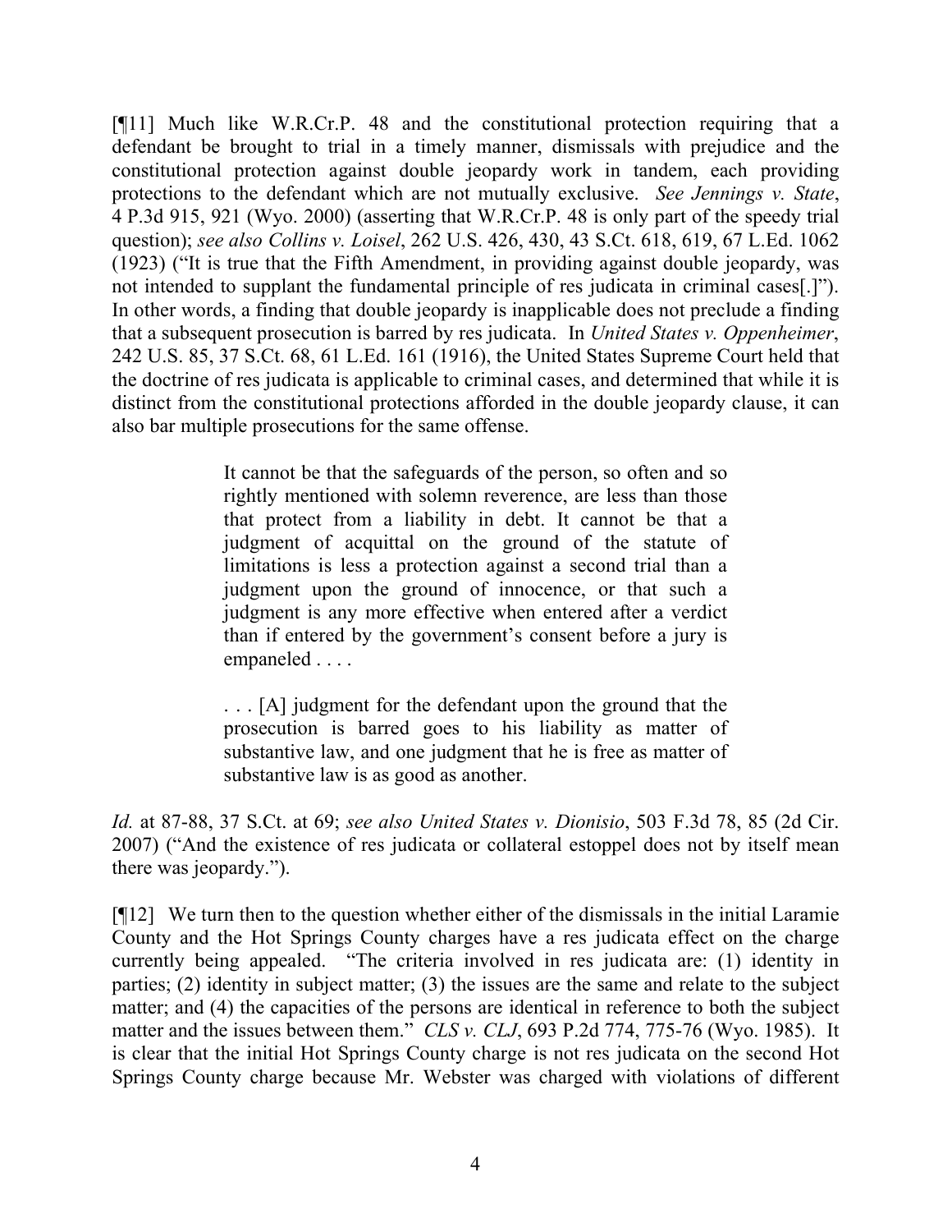[¶11] Much like W.R.Cr.P. 48 and the constitutional protection requiring that a defendant be brought to trial in a timely manner, dismissals with prejudice and the constitutional protection against double jeopardy work in tandem, each providing protections to the defendant which are not mutually exclusive. *See Jennings v. State*, 4 P.3d 915, 921 (Wyo. 2000) (asserting that W.R.Cr.P. 48 is only part of the speedy trial question); *see also Collins v. Loisel*, 262 U.S. 426, 430, 43 S.Ct. 618, 619, 67 L.Ed. 1062 (1923) ("It is true that the Fifth Amendment, in providing against double jeopardy, was not intended to supplant the fundamental principle of res judicata in criminal cases[.]"). In other words, a finding that double jeopardy is inapplicable does not preclude a finding that a subsequent prosecution is barred by res judicata. In *United States v. Oppenheimer*, 242 U.S. 85, 37 S.Ct. 68, 61 L.Ed. 161 (1916), the United States Supreme Court held that the doctrine of res judicata is applicable to criminal cases, and determined that while it is distinct from the constitutional protections afforded in the double jeopardy clause, it can also bar multiple prosecutions for the same offense.

> It cannot be that the safeguards of the person, so often and so rightly mentioned with solemn reverence, are less than those that protect from a liability in debt. It cannot be that a judgment of acquittal on the ground of the statute of limitations is less a protection against a second trial than a judgment upon the ground of innocence, or that such a judgment is any more effective when entered after a verdict than if entered by the government's consent before a jury is empaneled . . . .
>
> . . . [A] judgment for the defendant upon the ground that the prosecution is barred goes to his liability as matter of substantive law, and one judgment that he is free as matter of substantive law is as good as another.

*Id.* at 87-88, 37 S.Ct. at 69; *see also United States v. Dionisio*, 503 F.3d 78, 85 (2d Cir. 2007) ("And the existence of res judicata or collateral estoppel does not by itself mean there was jeopardy.").

[¶12] We turn then to the question whether either of the dismissals in the initial Laramie County and the Hot Springs County charges have a res judicata effect on the charge currently being appealed. "The criteria involved in res judicata are: (1) identity in parties; (2) identity in subject matter; (3) the issues are the same and relate to the subject matter; and (4) the capacities of the persons are identical in reference to both the subject matter and the issues between them." *CLS v. CLJ*, 693 P.2d 774, 775-76 (Wyo. 1985). It is clear that the initial Hot Springs County charge is not res judicata on the second Hot Springs County charge because Mr. Webster was charged with violations of different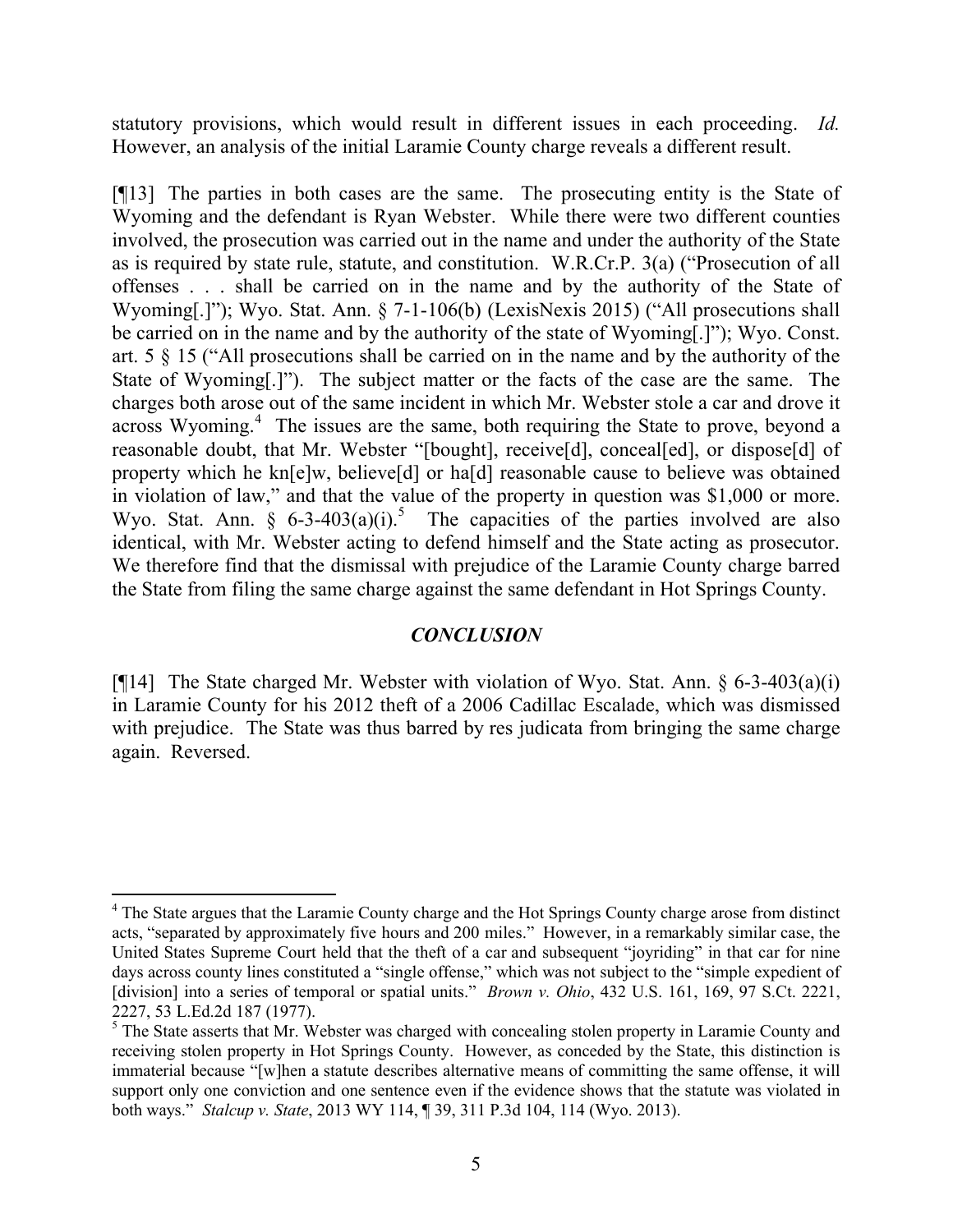statutory provisions, which would result in different issues in each proceeding. *Id.* However, an analysis of the initial Laramie County charge reveals a different result.

[¶13] The parties in both cases are the same. The prosecuting entity is the State of Wyoming and the defendant is Ryan Webster. While there were two different counties involved, the prosecution was carried out in the name and under the authority of the State as is required by state rule, statute, and constitution. W.R.Cr.P. 3(a) ("Prosecution of all offenses . . . shall be carried on in the name and by the authority of the State of Wyoming[.]"); Wyo. Stat. Ann. § 7-1-106(b) (LexisNexis 2015) ("All prosecutions shall be carried on in the name and by the authority of the state of Wyoming[.]"); Wyo. Const. art. 5 § 15 ("All prosecutions shall be carried on in the name and by the authority of the State of Wyoming[.]"). The subject matter or the facts of the case are the same. The charges both arose out of the same incident in which Mr. Webster stole a car and drove it across Wyoming.[4] The issues are the same, both requiring the State to prove, beyond a reasonable doubt, that Mr. Webster "[bought], receive[d], conceal[ed], or dispose[d] of property which he kn[e]w, believe[d] or ha[d] reasonable cause to believe was obtained in violation of law," and that the value of the property in question was $1,000 or more. Wyo. Stat. Ann. § 6-3-403(a)(i).[5] The capacities of the parties involved are also identical, with Mr. Webster acting to defend himself and the State acting as prosecutor. We therefore find that the dismissal with prejudice of the Laramie County charge barred the State from filing the same charge against the same defendant in Hot Springs County.

## *CONCLUSION*

[¶14] The State charged Mr. Webster with violation of Wyo. Stat. Ann. § 6-3-403(a)(i) in Laramie County for his 2012 theft of a 2006 Cadillac Escalade, which was dismissed with prejudice. The State was thus barred by res judicata from bringing the same charge again. Reversed.

---

[4] The State argues that the Laramie County charge and the Hot Springs County charge arose from distinct acts, "separated by approximately five hours and 200 miles." However, in a remarkably similar case, the United States Supreme Court held that the theft of a car and subsequent "joyriding" in that car for nine days across county lines constituted a "single offense," which was not subject to the "simple expedient of [division] into a series of temporal or spatial units." *Brown v. Ohio*, 432 U.S. 161, 169, 97 S.Ct. 2221, 2227, 53 L.Ed.2d 187 (1977).

[5] The State asserts that Mr. Webster was charged with concealing stolen property in Laramie County and receiving stolen property in Hot Springs County. However, as conceded by the State, this distinction is immaterial because "[w]hen a statute describes alternative means of committing the same offense, it will support only one conviction and one sentence even if the evidence shows that the statute was violated in both ways." *Stalcup v. State*, 2013 WY 114, ¶ 39, 311 P.3d 104, 114 (Wyo. 2013).